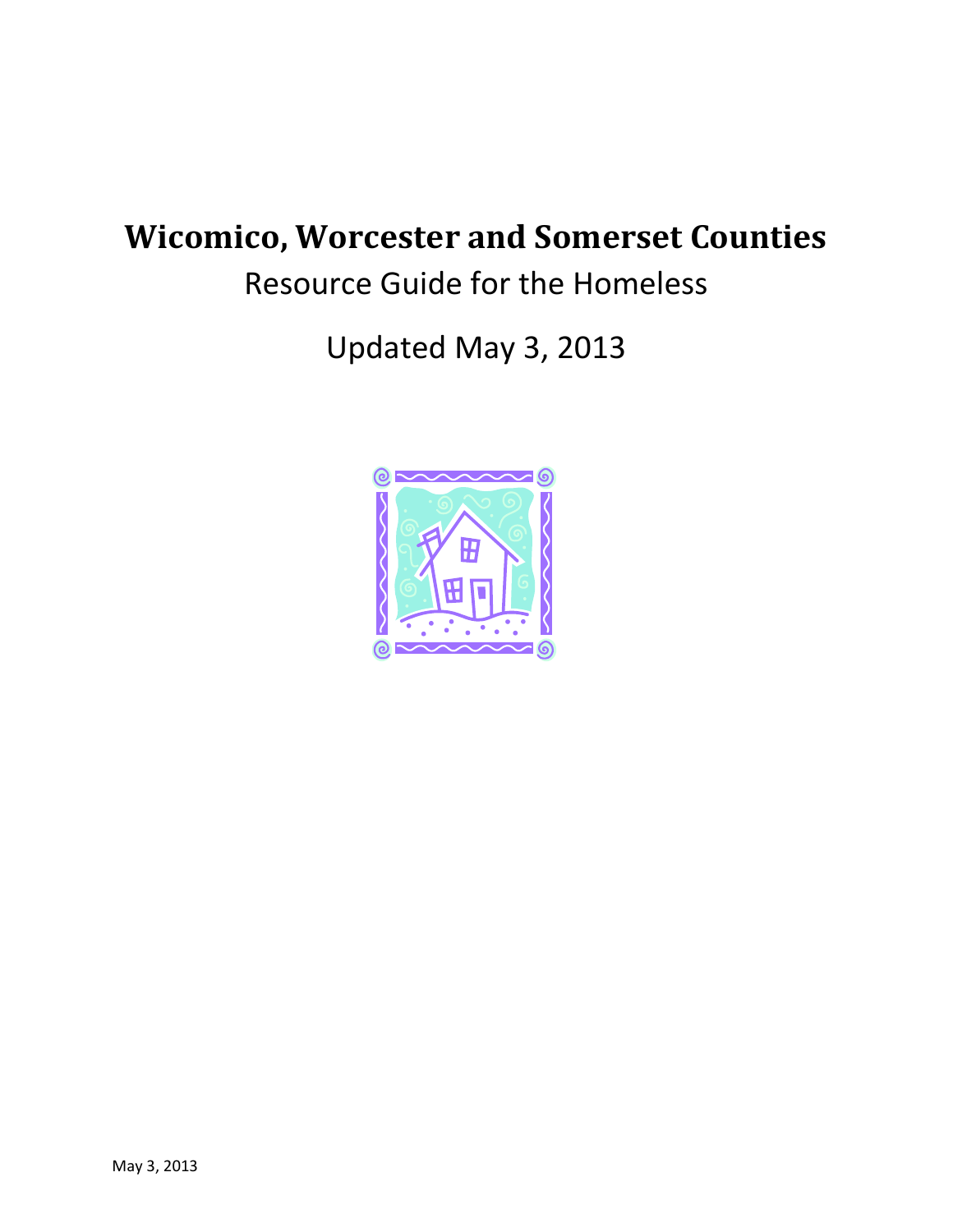# Wicomico, Worcester and Somerset Counties

Resource Guide for the Homeless

Updated May 3, 2013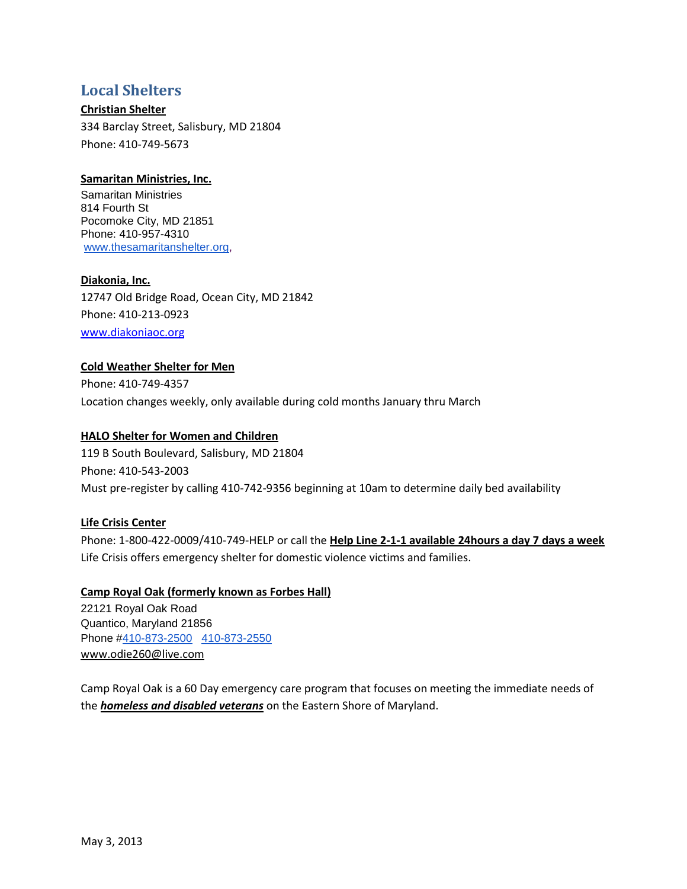## Local Shelters

**Christian Shelter**

334 Barclay Street, Salisbury, MD 21804
Phone: 410-749-5673

**Samaritan Ministries, Inc.**

Samaritan Ministries
814 Fourth St
Pocomoke City, MD 21851
Phone: 410-957-4310
www.thesamaritanshelter.org,

**Diakonia, Inc.**

12747 Old Bridge Road, Ocean City, MD 21842
Phone: 410-213-0923
www.diakoniaoc.org

**Cold Weather Shelter for Men**

Phone: 410-749-4357
Location changes weekly, only available during cold months January thru March

**HALO Shelter for Women and Children**

119 B South Boulevard, Salisbury, MD 21804
Phone: 410-543-2003
Must pre-register by calling 410-742-9356 beginning at 10am to determine daily bed availability

**Life Crisis Center**

Phone: 1-800-422-0009/410-749-HELP or call the **Help Line 2-1-1 available 24hours a day 7 days a week**
Life Crisis offers emergency shelter for domestic violence victims and families.

**Camp Royal Oak (formerly known as Forbes Hall)**

22121 Royal Oak Road
Quantico, Maryland 21856
Phone #410-873-2500 410-873-2550
www.odie260@live.com

Camp Royal Oak is a 60 Day emergency care program that focuses on meeting the immediate needs of the ***homeless and disabled veterans*** on the Eastern Shore of Maryland.

May 3, 2013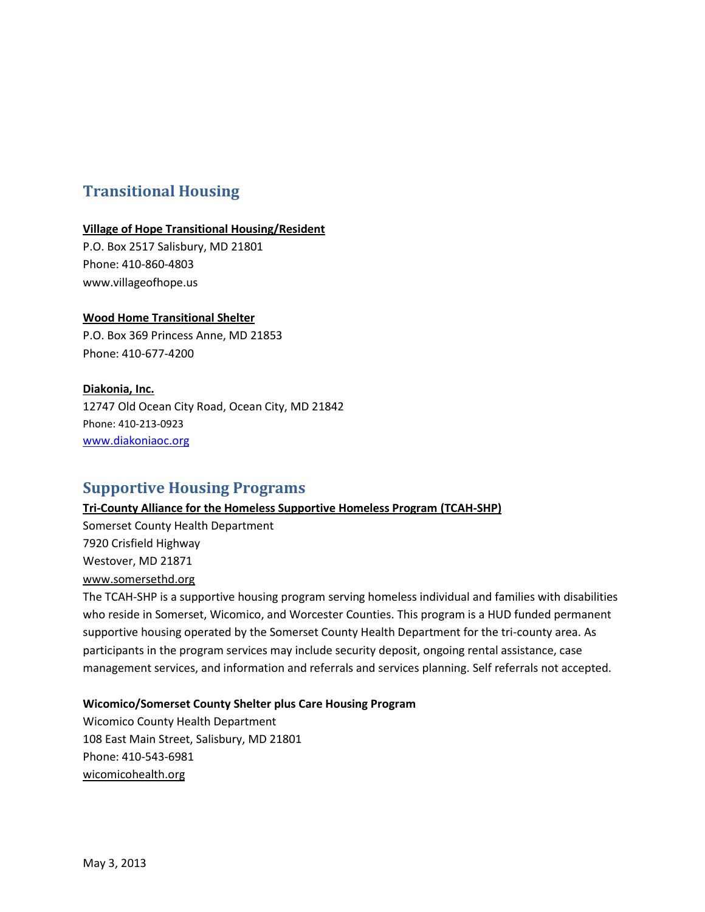## Transitional Housing

**Village of Hope Transitional Housing/Resident**
P.O. Box 2517 Salisbury, MD 21801
Phone: 410-860-4803
www.villageofhope.us

**Wood Home Transitional Shelter**
P.O. Box 369 Princess Anne, MD 21853
Phone: 410-677-4200

**Diakonia, Inc.**
12747 Old Ocean City Road, Ocean City, MD 21842
Phone: 410-213-0923
www.diakoniaoc.org

## Supportive Housing Programs

**Tri-County Alliance for the Homeless Supportive Homeless Program (TCAH-SHP)**
Somerset County Health Department
7920 Crisfield Highway
Westover, MD 21871
www.somersethd.org
The TCAH-SHP is a supportive housing program serving homeless individual and families with disabilities who reside in Somerset, Wicomico, and Worcester Counties. This program is a HUD funded permanent supportive housing operated by the Somerset County Health Department for the tri-county area. As participants in the program services may include security deposit, ongoing rental assistance, case management services, and information and referrals and services planning. Self referrals not accepted.

**Wicomico/Somerset County Shelter plus Care Housing Program**
Wicomico County Health Department
108 East Main Street, Salisbury, MD 21801
Phone: 410-543-6981
wicomicohealth.org

May 3, 2013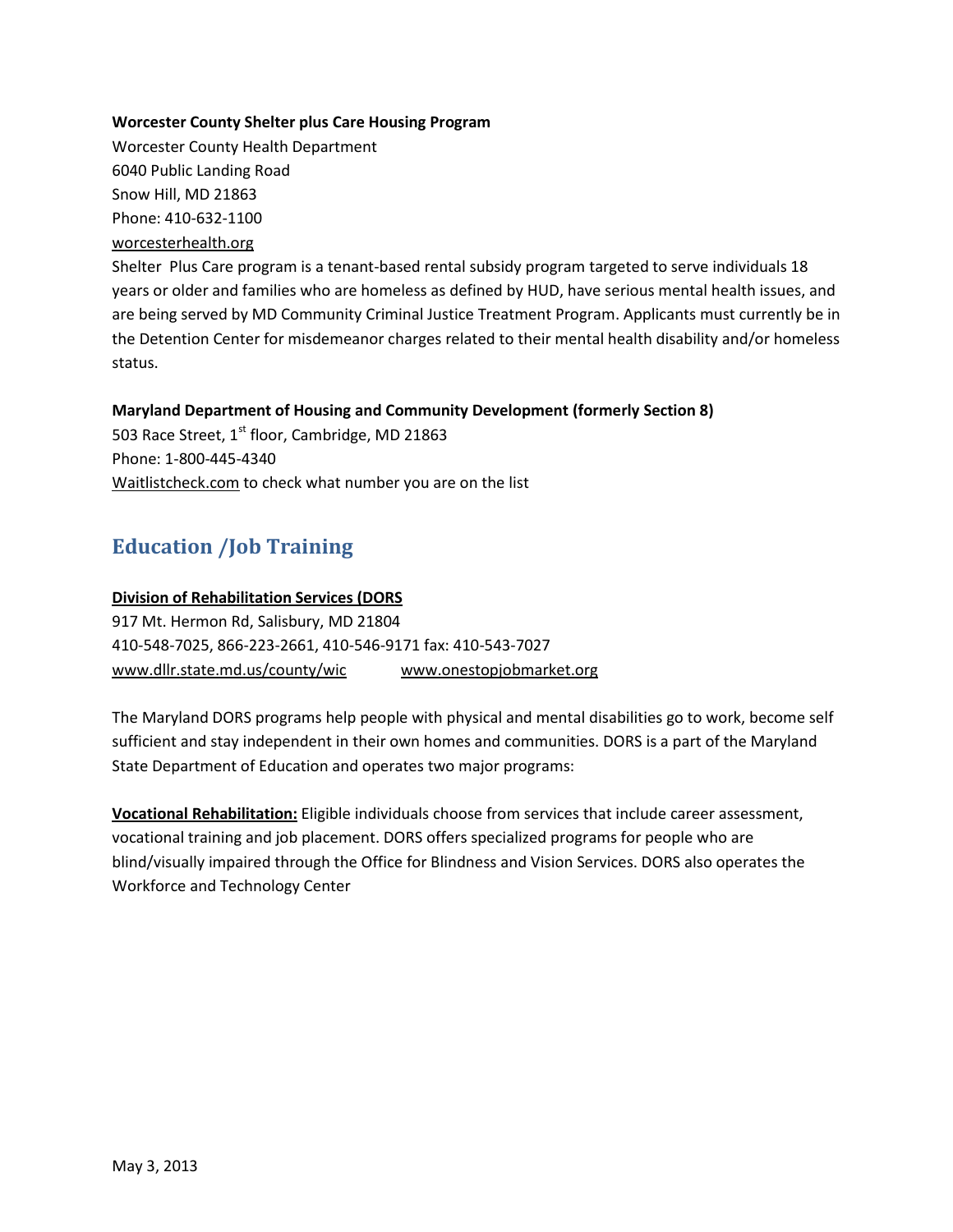**Worcester County Shelter plus Care Housing Program**

Worcester County Health Department
6040 Public Landing Road
Snow Hill, MD 21863
Phone: 410-632-1100
worcesterhealth.org

Shelter Plus Care program is a tenant-based rental subsidy program targeted to serve individuals 18 years or older and families who are homeless as defined by HUD, have serious mental health issues, and are being served by MD Community Criminal Justice Treatment Program. Applicants must currently be in the Detention Center for misdemeanor charges related to their mental health disability and/or homeless status.

**Maryland Department of Housing and Community Development (formerly Section 8)**

503 Race Street, 1st floor, Cambridge, MD 21863
Phone: 1-800-445-4340
Waitlistcheck.com to check what number you are on the list

## Education /Job Training

**Division of Rehabilitation Services (DORS**

917 Mt. Hermon Rd, Salisbury, MD 21804
410-548-7025, 866-223-2661, 410-546-9171 fax: 410-543-7027
www.dllr.state.md.us/county/wic www.onestopjobmarket.org

The Maryland DORS programs help people with physical and mental disabilities go to work, become self sufficient and stay independent in their own homes and communities. DORS is a part of the Maryland State Department of Education and operates two major programs:

**Vocational Rehabilitation:** Eligible individuals choose from services that include career assessment, vocational training and job placement. DORS offers specialized programs for people who are blind/visually impaired through the Office for Blindness and Vision Services. DORS also operates the Workforce and Technology Center

May 3, 2013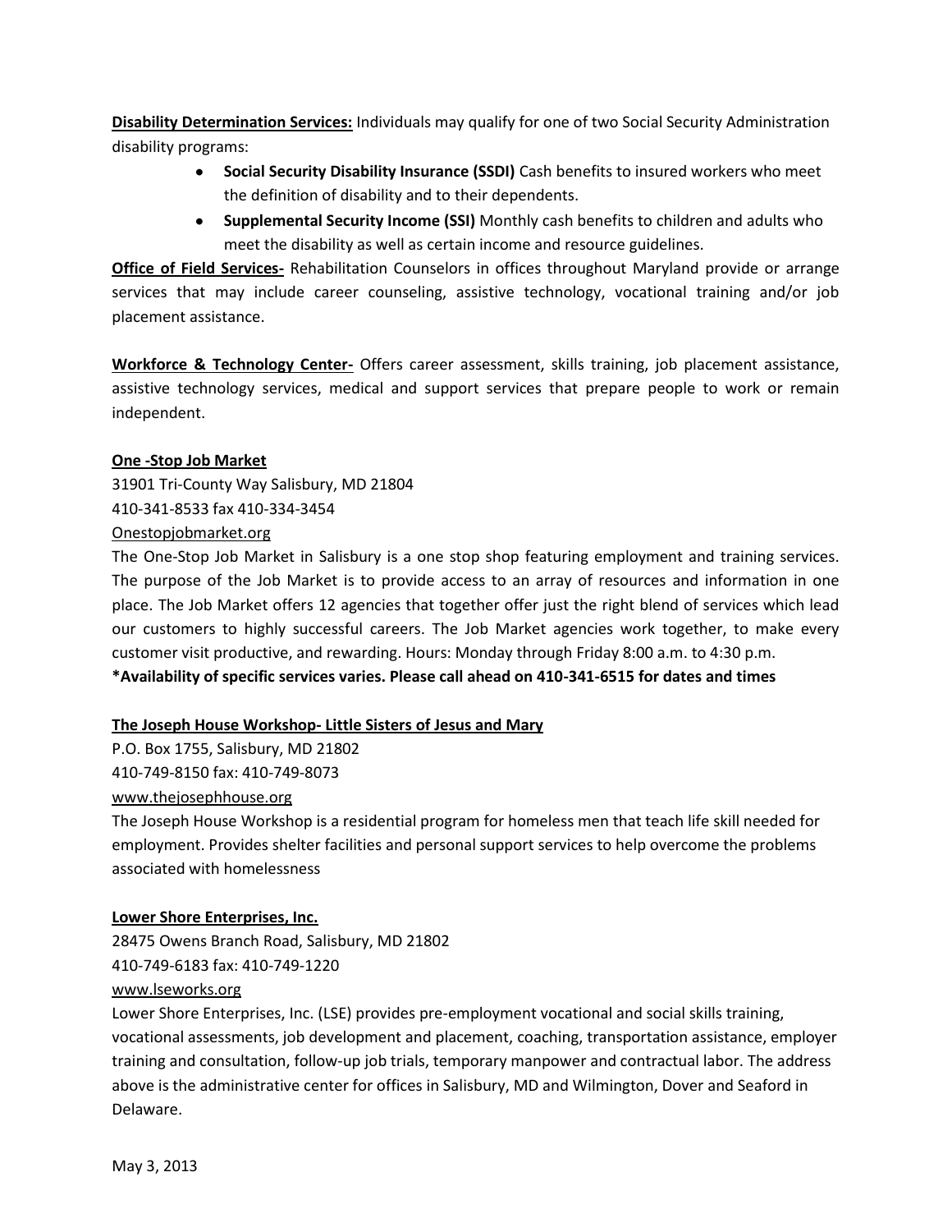**Disability Determination Services:** Individuals may qualify for one of two Social Security Administration disability programs:

- **Social Security Disability Insurance (SSDI)** Cash benefits to insured workers who meet the definition of disability and to their dependents.
- **Supplemental Security Income (SSI)** Monthly cash benefits to children and adults who meet the disability as well as certain income and resource guidelines.

**Office of Field Services-** Rehabilitation Counselors in offices throughout Maryland provide or arrange services that may include career counseling, assistive technology, vocational training and/or job placement assistance.

**Workforce & Technology Center-** Offers career assessment, skills training, job placement assistance, assistive technology services, medical and support services that prepare people to work or remain independent.

**One -Stop Job Market**

31901 Tri-County Way Salisbury, MD 21804
410-341-8533 fax 410-334-3454
Onestopjobmarket.org

The One-Stop Job Market in Salisbury is a one stop shop featuring employment and training services. The purpose of the Job Market is to provide access to an array of resources and information in one place. The Job Market offers 12 agencies that together offer just the right blend of services which lead our customers to highly successful careers. The Job Market agencies work together, to make every customer visit productive, and rewarding. Hours: Monday through Friday 8:00 a.m. to 4:30 p.m.

**\*Availability of specific services varies. Please call ahead on 410-341-6515 for dates and times**

**The Joseph House Workshop- Little Sisters of Jesus and Mary**

P.O. Box 1755, Salisbury, MD 21802
410-749-8150 fax: 410-749-8073
www.thejosephhouse.org

The Joseph House Workshop is a residential program for homeless men that teach life skill needed for employment. Provides shelter facilities and personal support services to help overcome the problems associated with homelessness

**Lower Shore Enterprises, Inc.**

28475 Owens Branch Road, Salisbury, MD 21802
410-749-6183 fax: 410-749-1220
www.lseworks.org

Lower Shore Enterprises, Inc. (LSE) provides pre-employment vocational and social skills training, vocational assessments, job development and placement, coaching, transportation assistance, employer training and consultation, follow-up job trials, temporary manpower and contractual labor. The address above is the administrative center for offices in Salisbury, MD and Wilmington, Dover and Seaford in Delaware.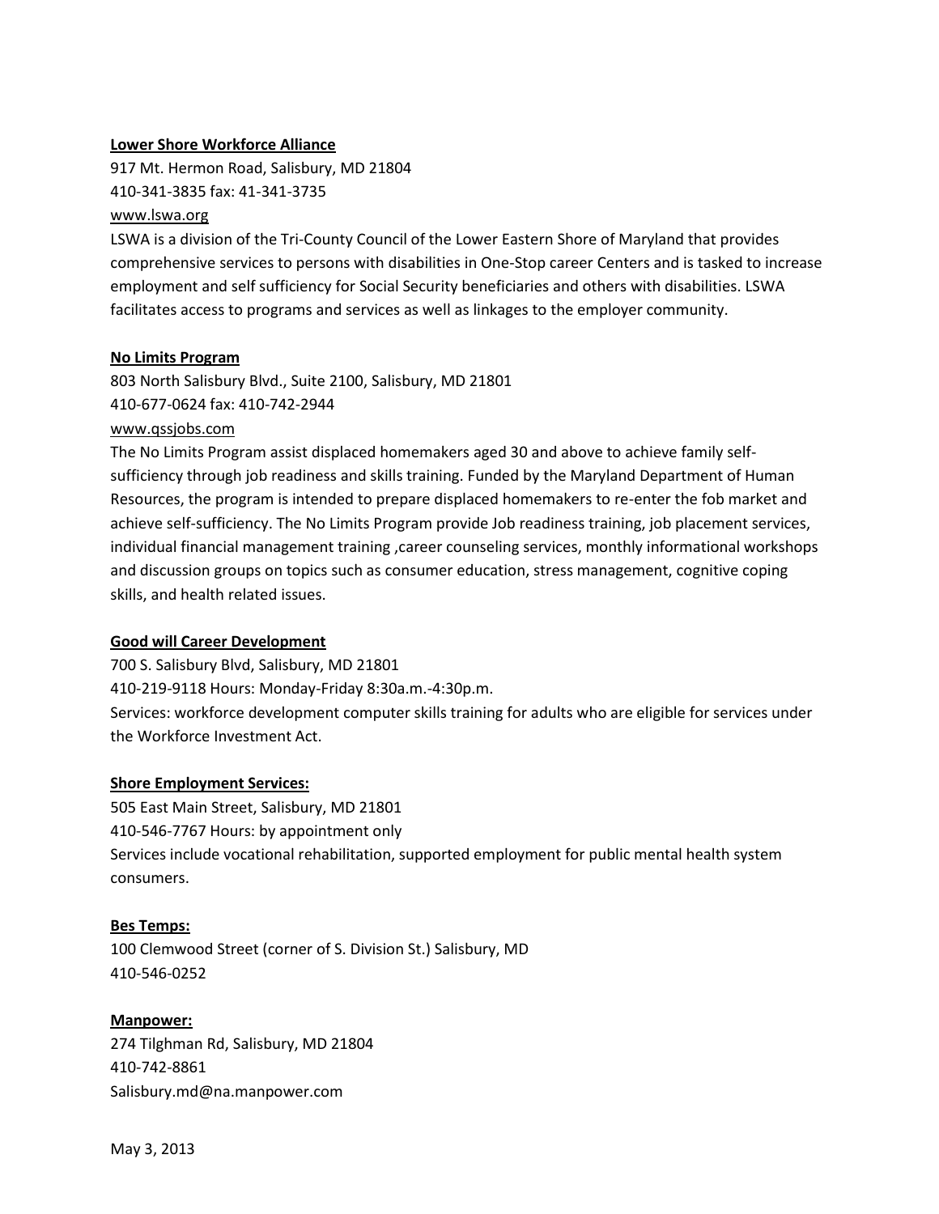**Lower Shore Workforce Alliance**

917 Mt. Hermon Road, Salisbury, MD 21804

410-341-3835 fax: 41-341-3735

www.lswa.org

LSWA is a division of the Tri-County Council of the Lower Eastern Shore of Maryland that provides comprehensive services to persons with disabilities in One-Stop career Centers and is tasked to increase employment and self sufficiency for Social Security beneficiaries and others with disabilities. LSWA facilitates access to programs and services as well as linkages to the employer community.

**No Limits Program**

803 North Salisbury Blvd., Suite 2100, Salisbury, MD 21801

410-677-0624 fax: 410-742-2944

www.qssjobs.com

The No Limits Program assist displaced homemakers aged 30 and above to achieve family self-sufficiency through job readiness and skills training. Funded by the Maryland Department of Human Resources, the program is intended to prepare displaced homemakers to re-enter the fob market and achieve self-sufficiency. The No Limits Program provide Job readiness training, job placement services, individual financial management training ,career counseling services, monthly informational workshops and discussion groups on topics such as consumer education, stress management, cognitive coping skills, and health related issues.

**Good will Career Development**

700 S. Salisbury Blvd, Salisbury, MD 21801

410-219-9118 Hours: Monday-Friday 8:30a.m.-4:30p.m.

Services: workforce development computer skills training for adults who are eligible for services under the Workforce Investment Act.

**Shore Employment Services:**

505 East Main Street, Salisbury, MD 21801

410-546-7767 Hours: by appointment only

Services include vocational rehabilitation, supported employment for public mental health system consumers.

**Bes Temps:**

100 Clemwood Street (corner of S. Division St.) Salisbury, MD

410-546-0252

**Manpower:**

274 Tilghman Rd, Salisbury, MD 21804

410-742-8861

Salisbury.md@na.manpower.com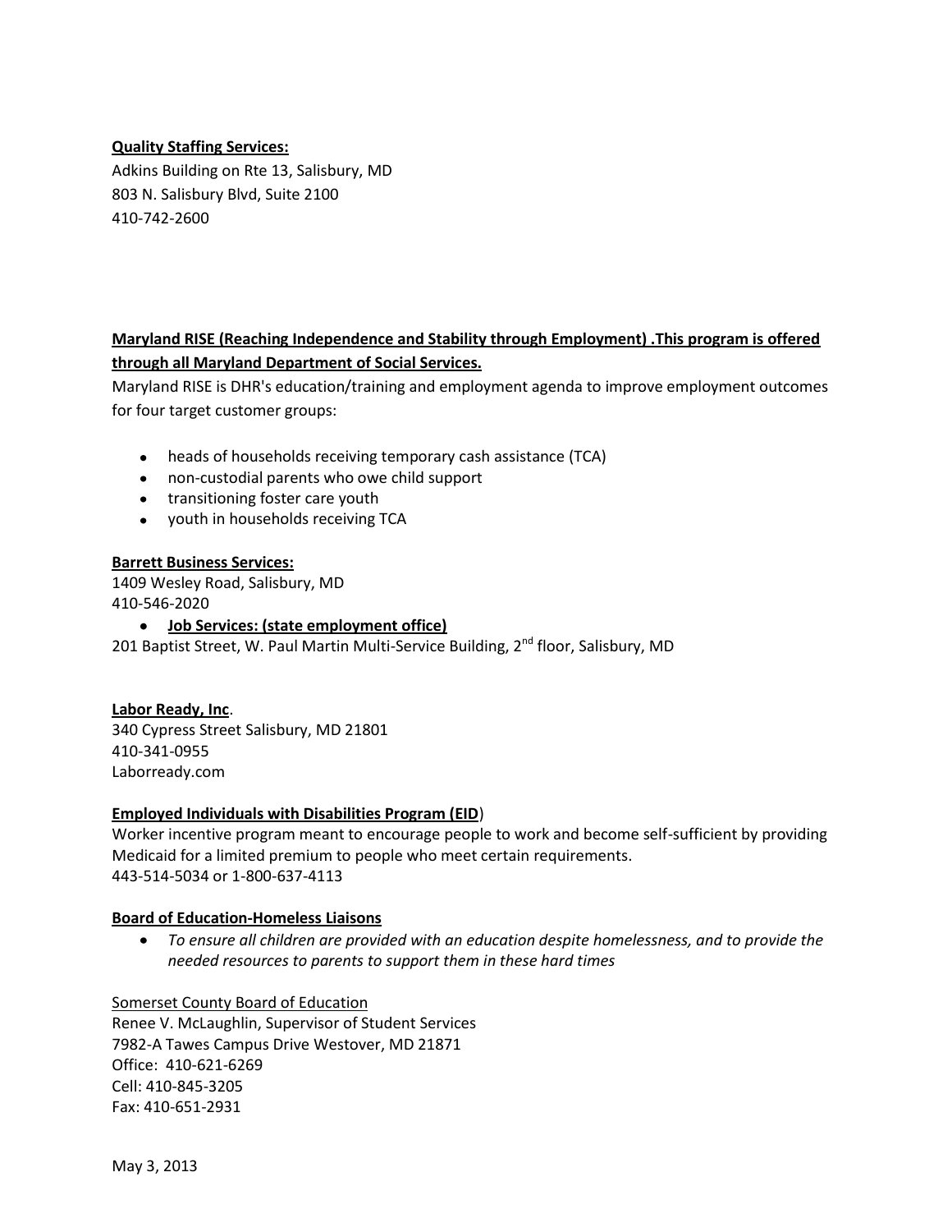**Quality Staffing Services:**
Adkins Building on Rte 13, Salisbury, MD
803 N. Salisbury Blvd, Suite 2100
410-742-2600

**Maryland RISE (Reaching Independence and Stability through Employment) .This program is offered through all Maryland Department of Social Services.**
Maryland RISE is DHR's education/training and employment agenda to improve employment outcomes for four target customer groups:

- heads of households receiving temporary cash assistance (TCA)
- non-custodial parents who owe child support
- transitioning foster care youth
- youth in households receiving TCA

**Barrett Business Services:**
1409 Wesley Road, Salisbury, MD
410-546-2020

- **Job Services: (state employment office)**

201 Baptist Street, W. Paul Martin Multi-Service Building, 2nd floor, Salisbury, MD

**Labor Ready, Inc**.
340 Cypress Street Salisbury, MD 21801
410-341-0955
Laborready.com

**Employed Individuals with Disabilities Program (EID**)
Worker incentive program meant to encourage people to work and become self-sufficient by providing Medicaid for a limited premium to people who meet certain requirements.
443-514-5034 or 1-800-637-4113

**Board of Education-Homeless Liaisons**

- *To ensure all children are provided with an education despite homelessness, and to provide the needed resources to parents to support them in these hard times*

Somerset County Board of Education
Renee V. McLaughlin, Supervisor of Student Services
7982-A Tawes Campus Drive Westover, MD 21871
Office: 410-621-6269
Cell: 410-845-3205
Fax: 410-651-2931

May 3, 2013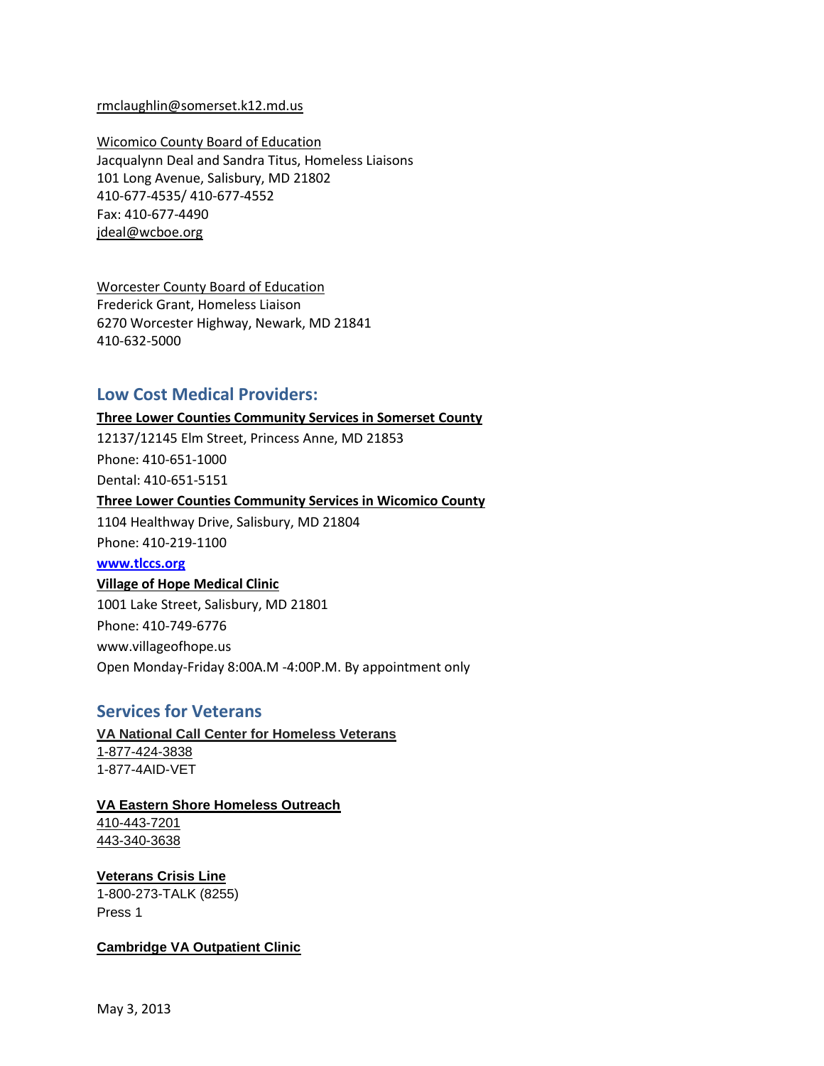rmclaughlin@somerset.k12.md.us

Wicomico County Board of Education
Jacqualynn Deal and Sandra Titus, Homeless Liaisons
101 Long Avenue, Salisbury, MD 21802
410-677-4535/ 410-677-4552
Fax: 410-677-4490
jdeal@wcboe.org

Worcester County Board of Education
Frederick Grant, Homeless Liaison
6270 Worcester Highway, Newark, MD 21841
410-632-5000

## Low Cost Medical Providers:

**Three Lower Counties Community Services in Somerset County**
12137/12145 Elm Street, Princess Anne, MD 21853
Phone: 410-651-1000
Dental: 410-651-5151

**Three Lower Counties Community Services in Wicomico County**
1104 Healthway Drive, Salisbury, MD 21804
Phone: 410-219-1100
**www.tlccs.org**

**Village of Hope Medical Clinic**
1001 Lake Street, Salisbury, MD 21801
Phone: 410-749-6776
www.villageofhope.us
Open Monday-Friday 8:00A.M -4:00P.M. By appointment only

## Services for Veterans

**VA National Call Center for Homeless Veterans**
1-877-424-3838
1-877-4AID-VET

**VA Eastern Shore Homeless Outreach**
410-443-7201
443-340-3638

**Veterans Crisis Line**
1-800-273-TALK (8255)
Press 1

**Cambridge VA Outpatient Clinic**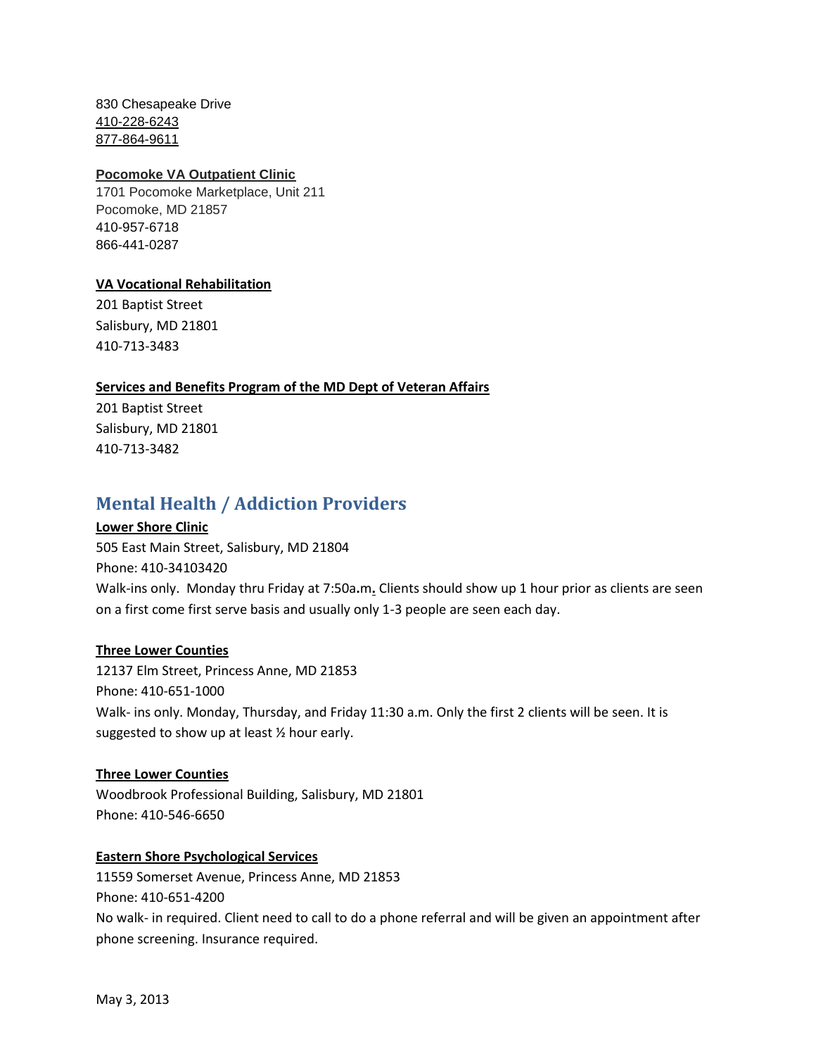830 Chesapeake Drive
410-228-6243
877-864-9611

**Pocomoke VA Outpatient Clinic**
1701 Pocomoke Marketplace, Unit 211
Pocomoke, MD 21857
410-957-6718
866-441-0287

**VA Vocational Rehabilitation**
201 Baptist Street
Salisbury, MD 21801
410-713-3483

**Services and Benefits Program of the MD Dept of Veteran Affairs**
201 Baptist Street
Salisbury, MD 21801
410-713-3482

## Mental Health / Addiction Providers

**Lower Shore Clinic**
505 East Main Street, Salisbury, MD 21804
Phone: 410-34103420
Walk-ins only. Monday thru Friday at 7:50a.m. Clients should show up 1 hour prior as clients are seen on a first come first serve basis and usually only 1-3 people are seen each day.

**Three Lower Counties**
12137 Elm Street, Princess Anne, MD 21853
Phone: 410-651-1000
Walk- ins only. Monday, Thursday, and Friday 11:30 a.m. Only the first 2 clients will be seen. It is suggested to show up at least ½ hour early.

**Three Lower Counties**
Woodbrook Professional Building, Salisbury, MD 21801
Phone: 410-546-6650

**Eastern Shore Psychological Services**
11559 Somerset Avenue, Princess Anne, MD 21853
Phone: 410-651-4200
No walk- in required. Client need to call to do a phone referral and will be given an appointment after phone screening. Insurance required.

May 3, 2013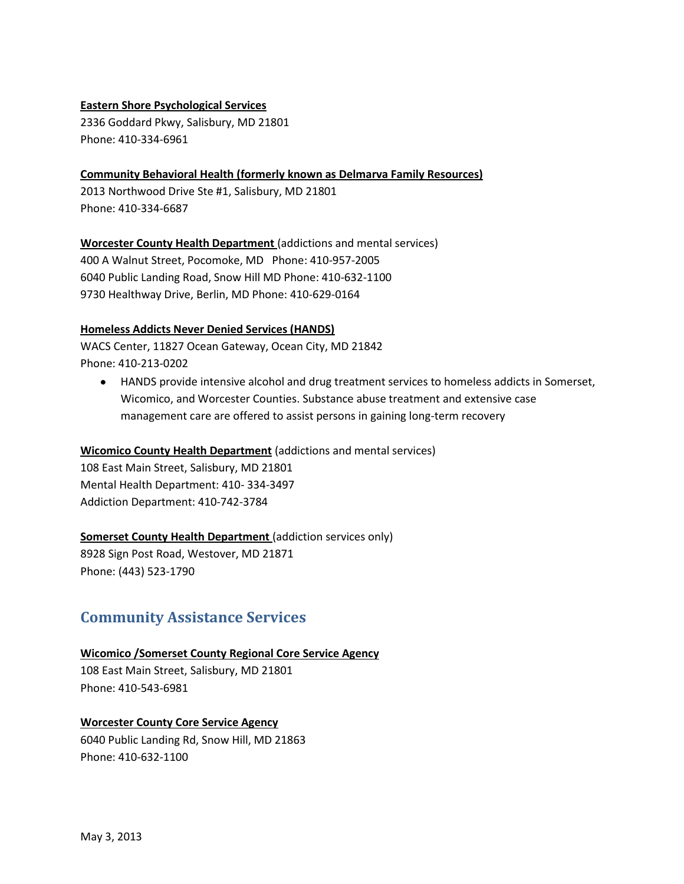**Eastern Shore Psychological Services**
2336 Goddard Pkwy, Salisbury, MD 21801
Phone: 410-334-6961

**Community Behavioral Health (formerly known as Delmarva Family Resources)**
2013 Northwood Drive Ste #1, Salisbury, MD 21801
Phone: 410-334-6687

**Worcester County Health Department** (addictions and mental services)
400 A Walnut Street, Pocomoke, MD Phone: 410-957-2005
6040 Public Landing Road, Snow Hill MD Phone: 410-632-1100
9730 Healthway Drive, Berlin, MD Phone: 410-629-0164

**Homeless Addicts Never Denied Services (HANDS)**
WACS Center, 11827 Ocean Gateway, Ocean City, MD 21842
Phone: 410-213-0202

- HANDS provide intensive alcohol and drug treatment services to homeless addicts in Somerset, Wicomico, and Worcester Counties. Substance abuse treatment and extensive case management care are offered to assist persons in gaining long-term recovery

**Wicomico County Health Department** (addictions and mental services)
108 East Main Street, Salisbury, MD 21801
Mental Health Department: 410- 334-3497
Addiction Department: 410-742-3784

**Somerset County Health Department** (addiction services only)
8928 Sign Post Road, Westover, MD 21871
Phone: (443) 523-1790

## Community Assistance Services

**Wicomico /Somerset County Regional Core Service Agency**
108 East Main Street, Salisbury, MD 21801
Phone: 410-543-6981

**Worcester County Core Service Agency**
6040 Public Landing Rd, Snow Hill, MD 21863
Phone: 410-632-1100

May 3, 2013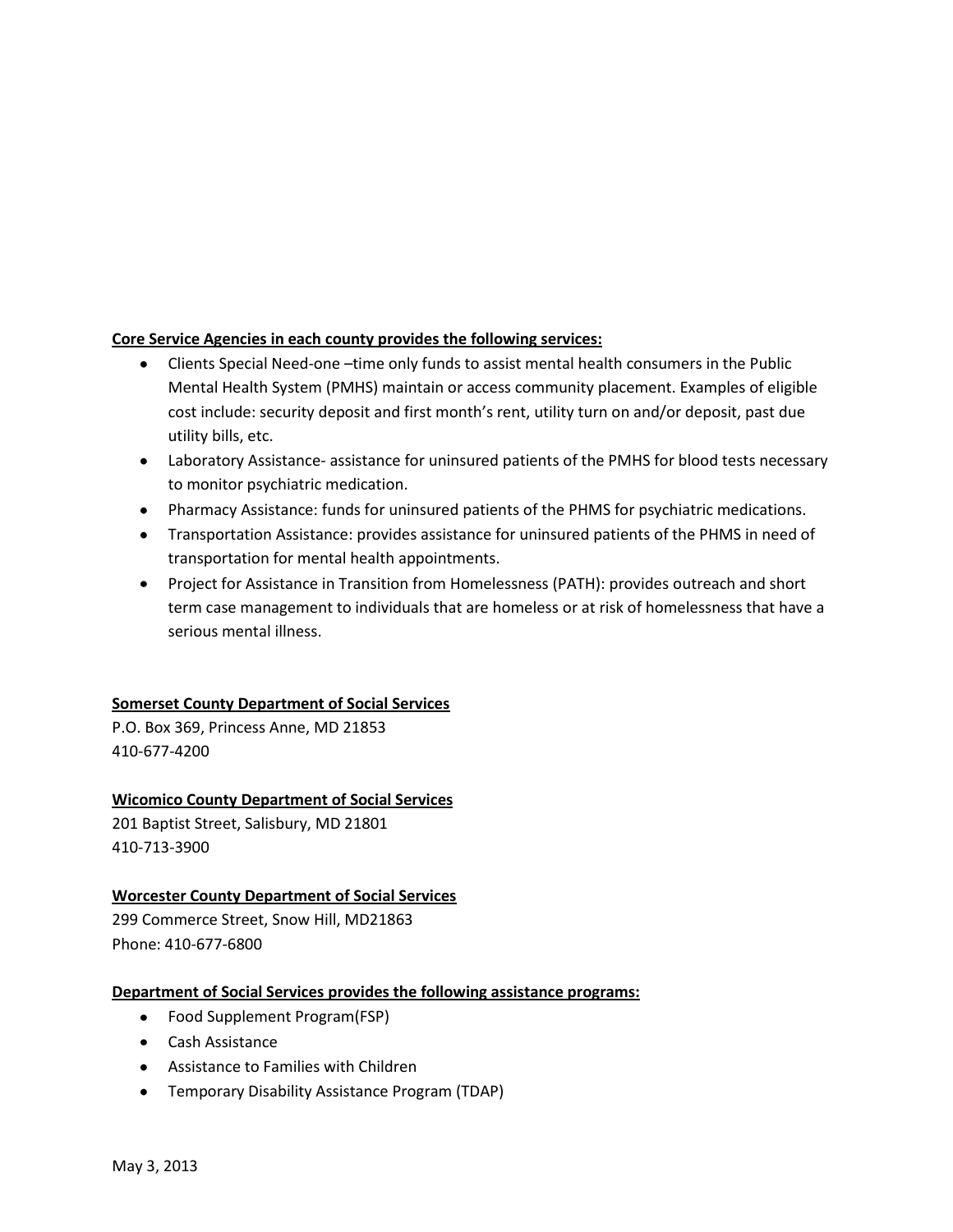**Core Service Agencies in each county provides the following services:**

- Clients Special Need-one –time only funds to assist mental health consumers in the Public Mental Health System (PMHS) maintain or access community placement. Examples of eligible cost include: security deposit and first month's rent, utility turn on and/or deposit, past due utility bills, etc.
- Laboratory Assistance- assistance for uninsured patients of the PMHS for blood tests necessary to monitor psychiatric medication.
- Pharmacy Assistance: funds for uninsured patients of the PHMS for psychiatric medications.
- Transportation Assistance: provides assistance for uninsured patients of the PHMS in need of transportation for mental health appointments.
- Project for Assistance in Transition from Homelessness (PATH): provides outreach and short term case management to individuals that are homeless or at risk of homelessness that have a serious mental illness.

**Somerset County Department of Social Services**
P.O. Box 369, Princess Anne, MD 21853
410-677-4200

**Wicomico County Department of Social Services**
201 Baptist Street, Salisbury, MD 21801
410-713-3900

**Worcester County Department of Social Services**
299 Commerce Street, Snow Hill, MD21863
Phone: 410-677-6800

**Department of Social Services provides the following assistance programs:**

- Food Supplement Program(FSP)
- Cash Assistance
- Assistance to Families with Children
- Temporary Disability Assistance Program (TDAP)

May 3, 2013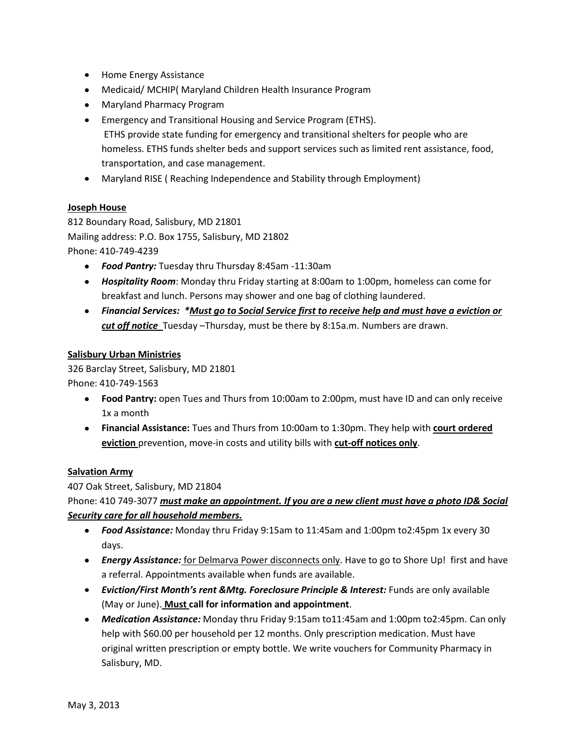- Home Energy Assistance
- Medicaid/ MCHIP( Maryland Children Health Insurance Program
- Maryland Pharmacy Program
- Emergency and Transitional Housing and Service Program (ETHS).
  ETHS provide state funding for emergency and transitional shelters for people who are homeless. ETHS funds shelter beds and support services such as limited rent assistance, food, transportation, and case management.
- Maryland RISE ( Reaching Independence and Stability through Employment)

**<u>Joseph House</u>**

812 Boundary Road, Salisbury, MD 21801
Mailing address: P.O. Box 1755, Salisbury, MD 21802
Phone: 410-749-4239

- ***Food Pantry:*** Tuesday thru Thursday 8:45am -11:30am
- ***Hospitality Room***: Monday thru Friday starting at 8:00am to 1:00pm, homeless can come for breakfast and lunch. Persons may shower and one bag of clothing laundered.
- ***Financial Services: \*<u>Must go to Social Service first to receive help and must have a eviction or cut off notice</u>*** Tuesday –Thursday, must be there by 8:15a.m. Numbers are drawn.

**<u>Salisbury Urban Ministries</u>**

326 Barclay Street, Salisbury, MD 21801
Phone: 410-749-1563

- **Food Pantry:** open Tues and Thurs from 10:00am to 2:00pm, must have ID and can only receive 1x a month
- **Financial Assistance:** Tues and Thurs from 10:00am to 1:30pm. They help with **<u>court ordered eviction</u>** prevention, move-in costs and utility bills with **<u>cut-off notices only</u>**.

**<u>Salvation Army</u>**

407 Oak Street, Salisbury, MD 21804
Phone: 410 749-3077 ***<u>must make an appointment. If you are a new client must have a photo ID& Social Security care for all household members.</u>***

- ***Food Assistance:*** Monday thru Friday 9:15am to 11:45am and 1:00pm to2:45pm 1x every 30 days.
- ***Energy Assistance:*** <u>for Delmarva Power disconnects only</u>. Have to go to Shore Up! first and have a referral. Appointments available when funds are available.
- ***Eviction/First Month's rent &Mtg. Foreclosure Principle & Interest:*** Funds are only available (May or June). **<u>Must</u> call for information and appointment**.
- ***Medication Assistance:*** Monday thru Friday 9:15am to11:45am and 1:00pm to2:45pm. Can only help with $60.00 per household per 12 months. Only prescription medication. Must have original written prescription or empty bottle. We write vouchers for Community Pharmacy in Salisbury, MD.

May 3, 2013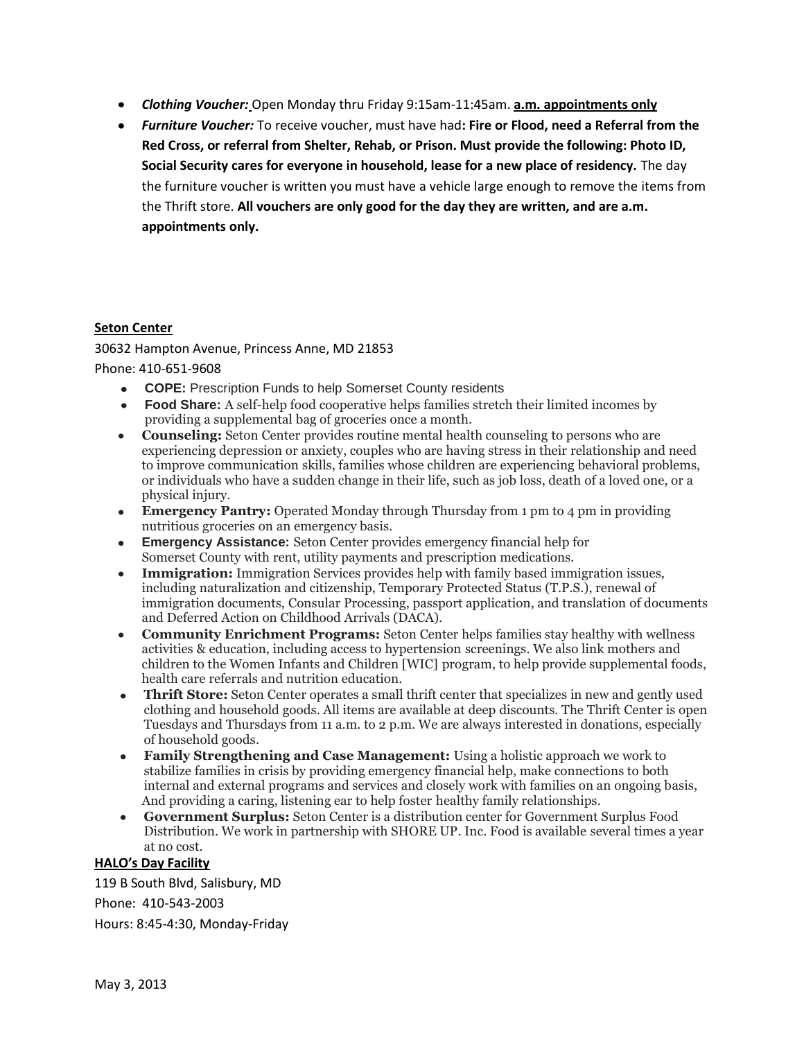- ***Clothing Voucher:*** Open Monday thru Friday 9:15am-11:45am. **a.m. appointments only**
- ***Furniture Voucher:*** To receive voucher, must have had**: Fire or Flood, need a Referral from the Red Cross, or referral from Shelter, Rehab, or Prison. Must provide the following: Photo ID, Social Security cares for everyone in household, lease for a new place of residency.** The day the furniture voucher is written you must have a vehicle large enough to remove the items from the Thrift store. **All vouchers are only good for the day they are written, and are a.m. appointments only.**

**Seton Center**

30632 Hampton Avenue, Princess Anne, MD 21853

Phone: 410-651-9608

- **COPE:** Prescription Funds to help Somerset County residents
- **Food Share:** A self-help food cooperative helps families stretch their limited incomes by providing a supplemental bag of groceries once a month.
- **Counseling:** Seton Center provides routine mental health counseling to persons who are experiencing depression or anxiety, couples who are having stress in their relationship and need to improve communication skills, families whose children are experiencing behavioral problems, or individuals who have a sudden change in their life, such as job loss, death of a loved one, or a physical injury.
- **Emergency Pantry:** Operated Monday through Thursday from 1 pm to 4 pm in providing nutritious groceries on an emergency basis.
- **Emergency Assistance:** Seton Center provides emergency financial help for Somerset County with rent, utility payments and prescription medications.
- **Immigration:** Immigration Services provides help with family based immigration issues, including naturalization and citizenship, Temporary Protected Status (T.P.S.), renewal of immigration documents, Consular Processing, passport application, and translation of documents and Deferred Action on Childhood Arrivals (DACA).
- **Community Enrichment Programs:** Seton Center helps families stay healthy with wellness activities & education, including access to hypertension screenings. We also link mothers and children to the Women Infants and Children [WIC] program, to help provide supplemental foods, health care referrals and nutrition education.
- **Thrift Store:** Seton Center operates a small thrift center that specializes in new and gently used clothing and household goods. All items are available at deep discounts. The Thrift Center is open Tuesdays and Thursdays from 11 a.m. to 2 p.m. We are always interested in donations, especially of household goods.
- **Family Strengthening and Case Management:** Using a holistic approach we work to stabilize families in crisis by providing emergency financial help, make connections to both internal and external programs and services and closely work with families on an ongoing basis, And providing a caring, listening ear to help foster healthy family relationships.
- **Government Surplus:** Seton Center is a distribution center for Government Surplus Food Distribution. We work in partnership with SHORE UP. Inc. Food is available several times a year at no cost.

**HALO's Day Facility**

119 B South Blvd, Salisbury, MD

Phone: 410-543-2003

Hours: 8:45-4:30, Monday-Friday

May 3, 2013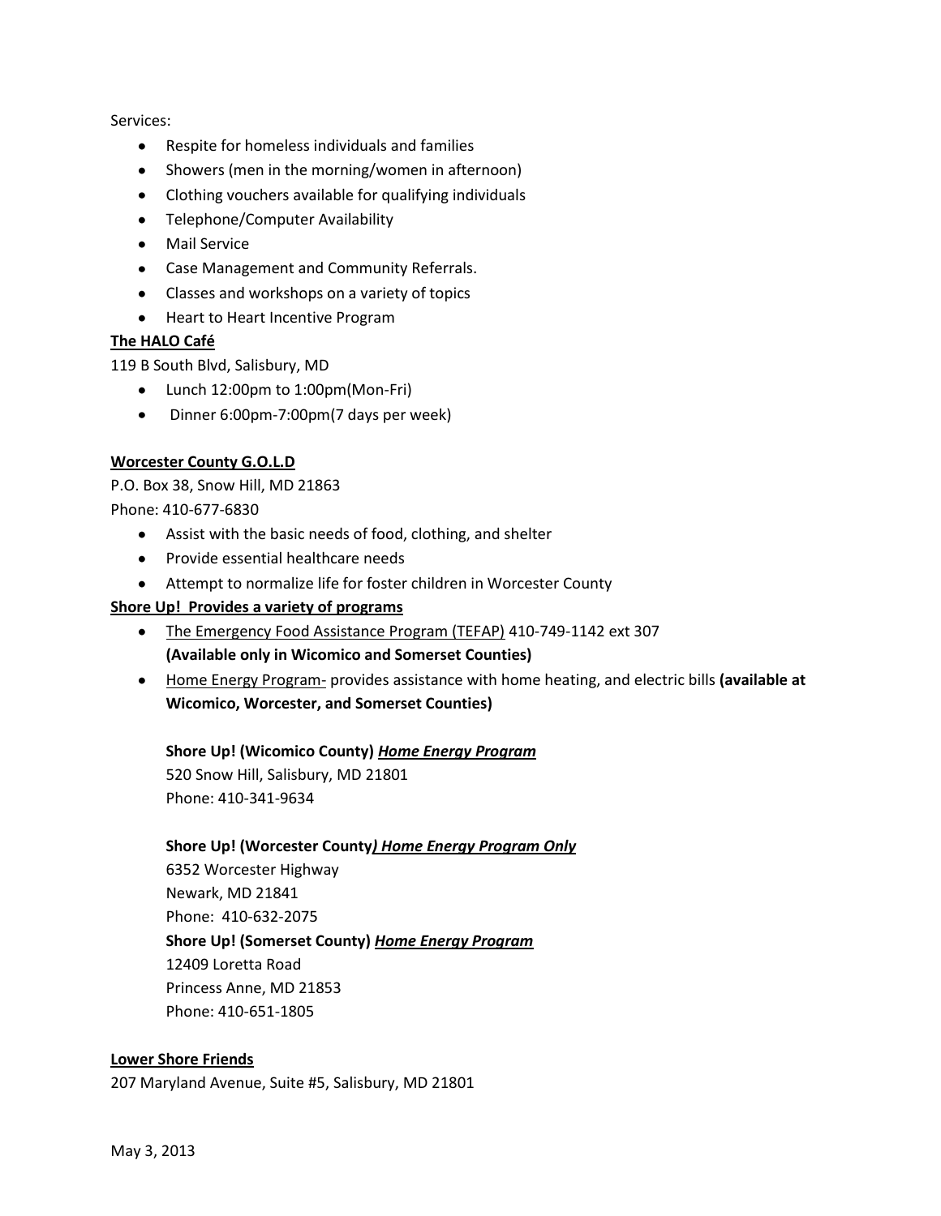Services:

- Respite for homeless individuals and families
- Showers (men in the morning/women in afternoon)
- Clothing vouchers available for qualifying individuals
- Telephone/Computer Availability
- Mail Service
- Case Management and Community Referrals.
- Classes and workshops on a variety of topics
- Heart to Heart Incentive Program

**The HALO Café**

119 B South Blvd, Salisbury, MD

- Lunch 12:00pm to 1:00pm(Mon-Fri)
- Dinner 6:00pm-7:00pm(7 days per week)

**Worcester County G.O.L.D**

P.O. Box 38, Snow Hill, MD 21863
Phone: 410-677-6830

- Assist with the basic needs of food, clothing, and shelter
- Provide essential healthcare needs
- Attempt to normalize life for foster children in Worcester County

**Shore Up! Provides a variety of programs**

- The Emergency Food Assistance Program (TEFAP) 410-749-1142 ext 307 **(Available only in Wicomico and Somerset Counties)**
- Home Energy Program- provides assistance with home heating, and electric bills **(available at Wicomico, Worcester, and Somerset Counties)**

  **Shore Up! (Wicomico County) *Home Energy Program***
  520 Snow Hill, Salisbury, MD 21801
  Phone: 410-341-9634

  **Shore Up! (Worcester County*) Home Energy Program Only***
  6352 Worcester Highway
  Newark, MD 21841
  Phone: 410-632-2075

  **Shore Up! (Somerset County) *Home Energy Program***
  12409 Loretta Road
  Princess Anne, MD 21853
  Phone: 410-651-1805

**Lower Shore Friends**

207 Maryland Avenue, Suite #5, Salisbury, MD 21801

May 3, 2013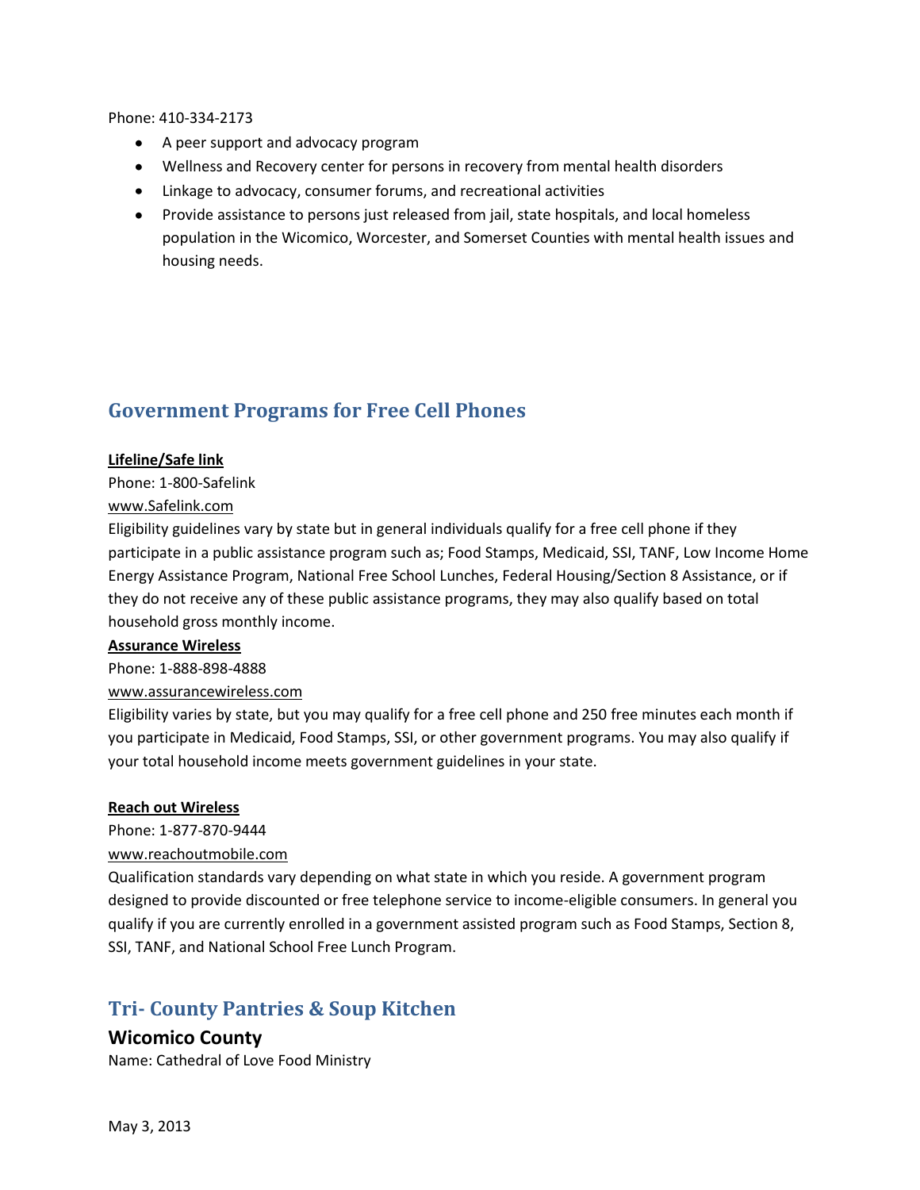Phone: 410-334-2173

- A peer support and advocacy program
- Wellness and Recovery center for persons in recovery from mental health disorders
- Linkage to advocacy, consumer forums, and recreational activities
- Provide assistance to persons just released from jail, state hospitals, and local homeless population in the Wicomico, Worcester, and Somerset Counties with mental health issues and housing needs.

## Government Programs for Free Cell Phones

**Lifeline/Safe link**
Phone: 1-800-Safelink
www.Safelink.com
Eligibility guidelines vary by state but in general individuals qualify for a free cell phone if they participate in a public assistance program such as; Food Stamps, Medicaid, SSI, TANF, Low Income Home Energy Assistance Program, National Free School Lunches, Federal Housing/Section 8 Assistance, or if they do not receive any of these public assistance programs, they may also qualify based on total household gross monthly income.

**Assurance Wireless**
Phone: 1-888-898-4888
www.assurancewireless.com
Eligibility varies by state, but you may qualify for a free cell phone and 250 free minutes each month if you participate in Medicaid, Food Stamps, SSI, or other government programs. You may also qualify if your total household income meets government guidelines in your state.

**Reach out Wireless**
Phone: 1-877-870-9444
www.reachoutmobile.com
Qualification standards vary depending on what state in which you reside. A government program designed to provide discounted or free telephone service to income-eligible consumers. In general you qualify if you are currently enrolled in a government assisted program such as Food Stamps, Section 8, SSI, TANF, and National School Free Lunch Program.

## Tri- County Pantries & Soup Kitchen

### Wicomico County

Name: Cathedral of Love Food Ministry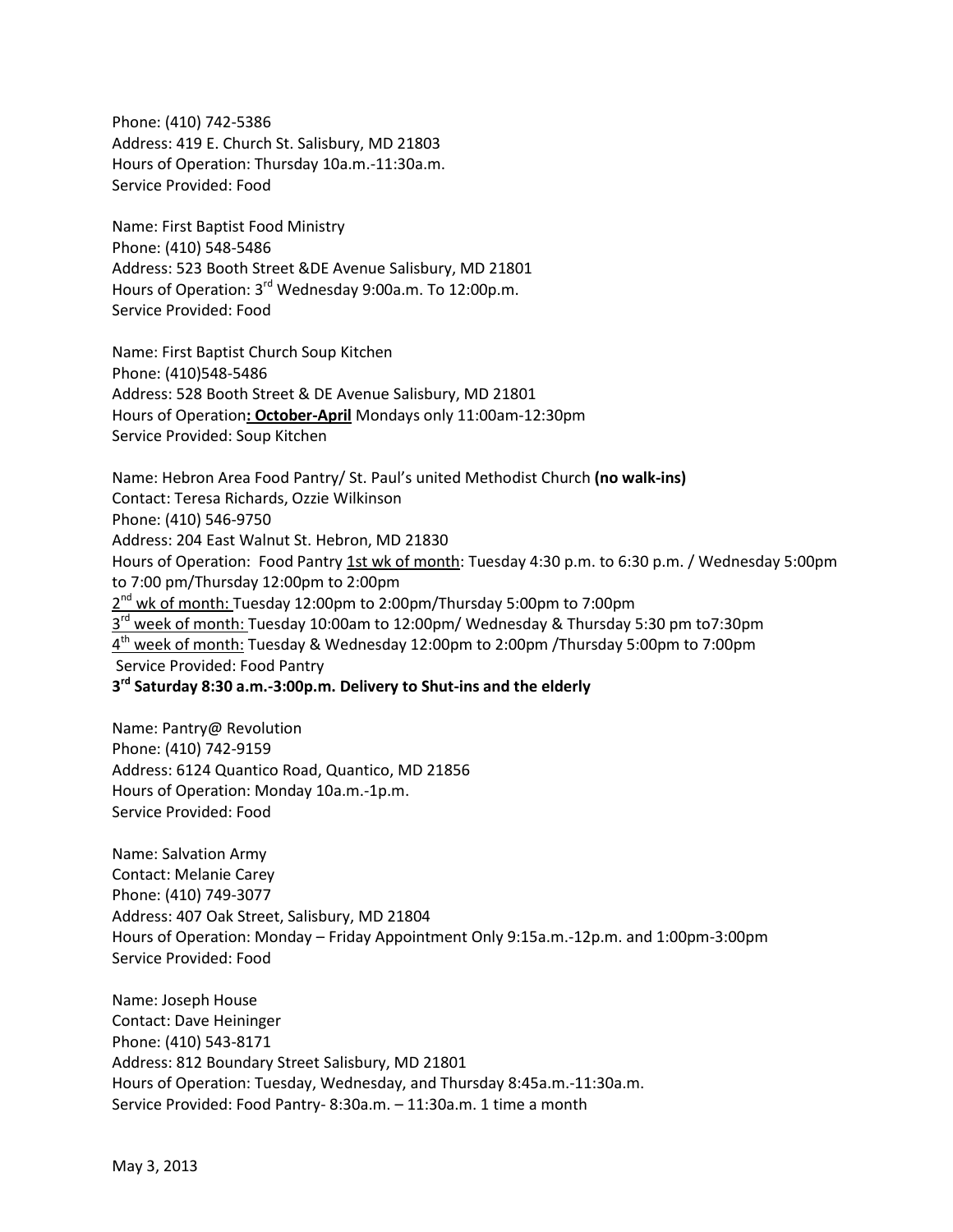Phone: (410) 742-5386
Address: 419 E. Church St. Salisbury, MD 21803
Hours of Operation: Thursday 10a.m.-11:30a.m.
Service Provided: Food

Name: First Baptist Food Ministry
Phone: (410) 548-5486
Address: 523 Booth Street &DE Avenue Salisbury, MD 21801
Hours of Operation: 3rd Wednesday 9:00a.m. To 12:00p.m.
Service Provided: Food

Name: First Baptist Church Soup Kitchen
Phone: (410)548-5486
Address: 528 Booth Street & DE Avenue Salisbury, MD 21801
Hours of Operation**: October-April** Mondays only 11:00am-12:30pm
Service Provided: Soup Kitchen

Name: Hebron Area Food Pantry/ St. Paul's united Methodist Church **(no walk-ins)**
Contact: Teresa Richards, Ozzie Wilkinson
Phone: (410) 546-9750
Address: 204 East Walnut St. Hebron, MD 21830
Hours of Operation: Food Pantry 1st wk of month: Tuesday 4:30 p.m. to 6:30 p.m. / Wednesday 5:00pm to 7:00 pm/Thursday 12:00pm to 2:00pm
2nd wk of month: Tuesday 12:00pm to 2:00pm/Thursday 5:00pm to 7:00pm
3rd week of month: Tuesday 10:00am to 12:00pm/ Wednesday & Thursday 5:30 pm to7:30pm
4th week of month: Tuesday & Wednesday 12:00pm to 2:00pm /Thursday 5:00pm to 7:00pm
Service Provided: Food Pantry
**3rd Saturday 8:30 a.m.-3:00p.m. Delivery to Shut-ins and the elderly**

Name: Pantry@ Revolution
Phone: (410) 742-9159
Address: 6124 Quantico Road, Quantico, MD 21856
Hours of Operation: Monday 10a.m.-1p.m.
Service Provided: Food

Name: Salvation Army
Contact: Melanie Carey
Phone: (410) 749-3077
Address: 407 Oak Street, Salisbury, MD 21804
Hours of Operation: Monday – Friday Appointment Only 9:15a.m.-12p.m. and 1:00pm-3:00pm
Service Provided: Food

Name: Joseph House
Contact: Dave Heininger
Phone: (410) 543-8171
Address: 812 Boundary Street Salisbury, MD 21801
Hours of Operation: Tuesday, Wednesday, and Thursday 8:45a.m.-11:30a.m.
Service Provided: Food Pantry- 8:30a.m. – 11:30a.m. 1 time a month

May 3, 2013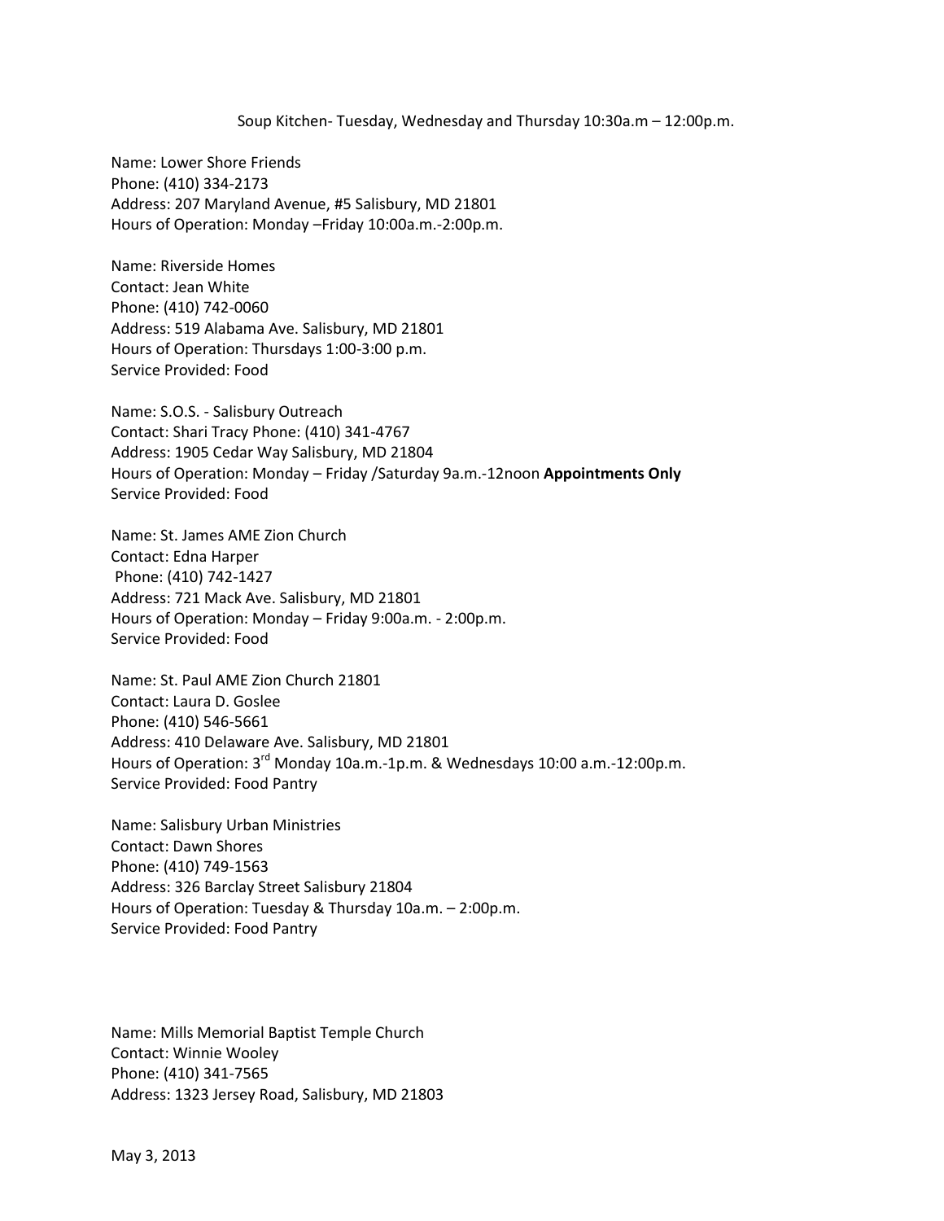Soup Kitchen- Tuesday, Wednesday and Thursday 10:30a.m – 12:00p.m.

Name: Lower Shore Friends
Phone: (410) 334-2173
Address: 207 Maryland Avenue, #5 Salisbury, MD 21801
Hours of Operation: Monday –Friday 10:00a.m.-2:00p.m.

Name: Riverside Homes
Contact: Jean White
Phone: (410) 742-0060
Address: 519 Alabama Ave. Salisbury, MD 21801
Hours of Operation: Thursdays 1:00-3:00 p.m.
Service Provided: Food

Name: S.O.S. - Salisbury Outreach
Contact: Shari Tracy Phone: (410) 341-4767
Address: 1905 Cedar Way Salisbury, MD 21804
Hours of Operation: Monday – Friday /Saturday 9a.m.-12noon **Appointments Only**
Service Provided: Food

Name: St. James AME Zion Church
Contact: Edna Harper
Phone: (410) 742-1427
Address: 721 Mack Ave. Salisbury, MD 21801
Hours of Operation: Monday – Friday 9:00a.m. - 2:00p.m.
Service Provided: Food

Name: St. Paul AME Zion Church 21801
Contact: Laura D. Goslee
Phone: (410) 546-5661
Address: 410 Delaware Ave. Salisbury, MD 21801
Hours of Operation: 3rd Monday 10a.m.-1p.m. & Wednesdays 10:00 a.m.-12:00p.m.
Service Provided: Food Pantry

Name: Salisbury Urban Ministries
Contact: Dawn Shores
Phone: (410) 749-1563
Address: 326 Barclay Street Salisbury 21804
Hours of Operation: Tuesday & Thursday 10a.m. – 2:00p.m.
Service Provided: Food Pantry

Name: Mills Memorial Baptist Temple Church
Contact: Winnie Wooley
Phone: (410) 341-7565
Address: 1323 Jersey Road, Salisbury, MD 21803

May 3, 2013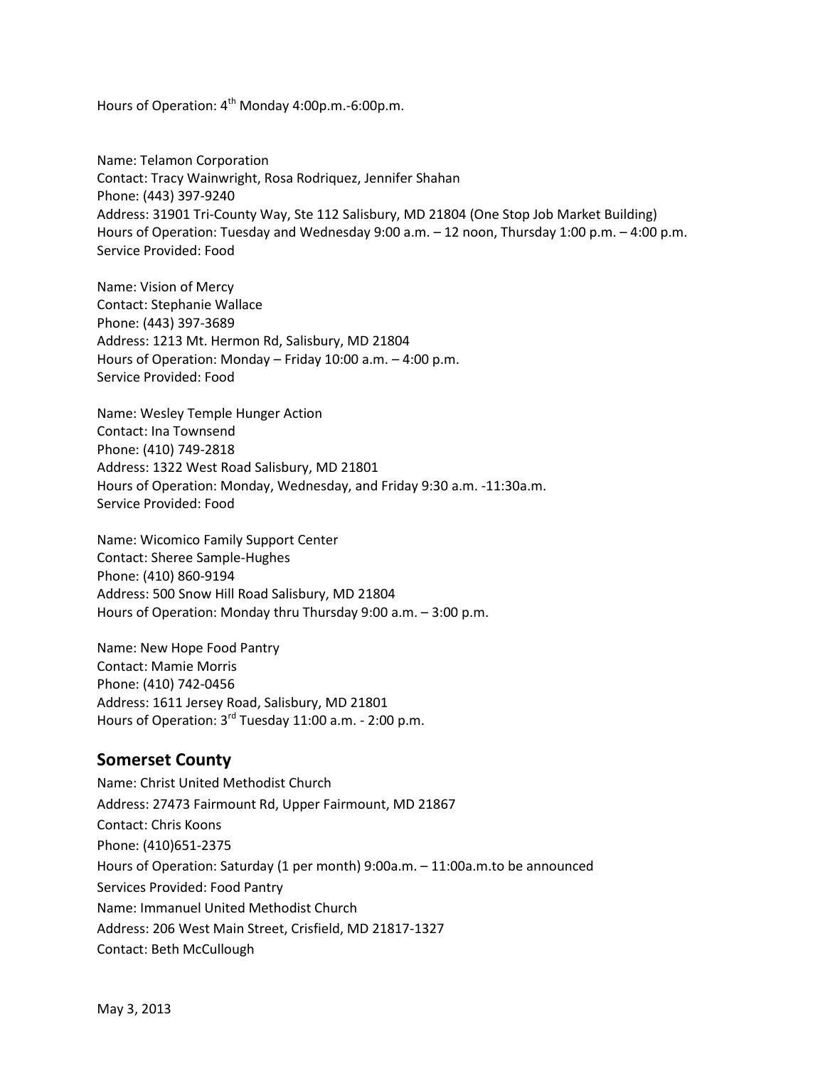Hours of Operation: 4th Monday 4:00p.m.-6:00p.m.

Name: Telamon Corporation
Contact: Tracy Wainwright, Rosa Rodriquez, Jennifer Shahan
Phone: (443) 397-9240
Address: 31901 Tri-County Way, Ste 112 Salisbury, MD 21804 (One Stop Job Market Building)
Hours of Operation: Tuesday and Wednesday 9:00 a.m. – 12 noon, Thursday 1:00 p.m. – 4:00 p.m.
Service Provided: Food

Name: Vision of Mercy
Contact: Stephanie Wallace
Phone: (443) 397-3689
Address: 1213 Mt. Hermon Rd, Salisbury, MD 21804
Hours of Operation: Monday – Friday 10:00 a.m. – 4:00 p.m.
Service Provided: Food

Name: Wesley Temple Hunger Action
Contact: Ina Townsend
Phone: (410) 749-2818
Address: 1322 West Road Salisbury, MD 21801
Hours of Operation: Monday, Wednesday, and Friday 9:30 a.m. -11:30a.m.
Service Provided: Food

Name: Wicomico Family Support Center
Contact: Sheree Sample-Hughes
Phone: (410) 860-9194
Address: 500 Snow Hill Road Salisbury, MD 21804
Hours of Operation: Monday thru Thursday 9:00 a.m. – 3:00 p.m.

Name: New Hope Food Pantry
Contact: Mamie Morris
Phone: (410) 742-0456
Address: 1611 Jersey Road, Salisbury, MD 21801
Hours of Operation: 3rd Tuesday 11:00 a.m. - 2:00 p.m.

## Somerset County

Name: Christ United Methodist Church
Address: 27473 Fairmount Rd, Upper Fairmount, MD 21867
Contact: Chris Koons
Phone: (410)651-2375
Hours of Operation: Saturday (1 per month) 9:00a.m. – 11:00a.m.to be announced
Services Provided: Food Pantry
Name: Immanuel United Methodist Church
Address: 206 West Main Street, Crisfield, MD 21817-1327
Contact: Beth McCullough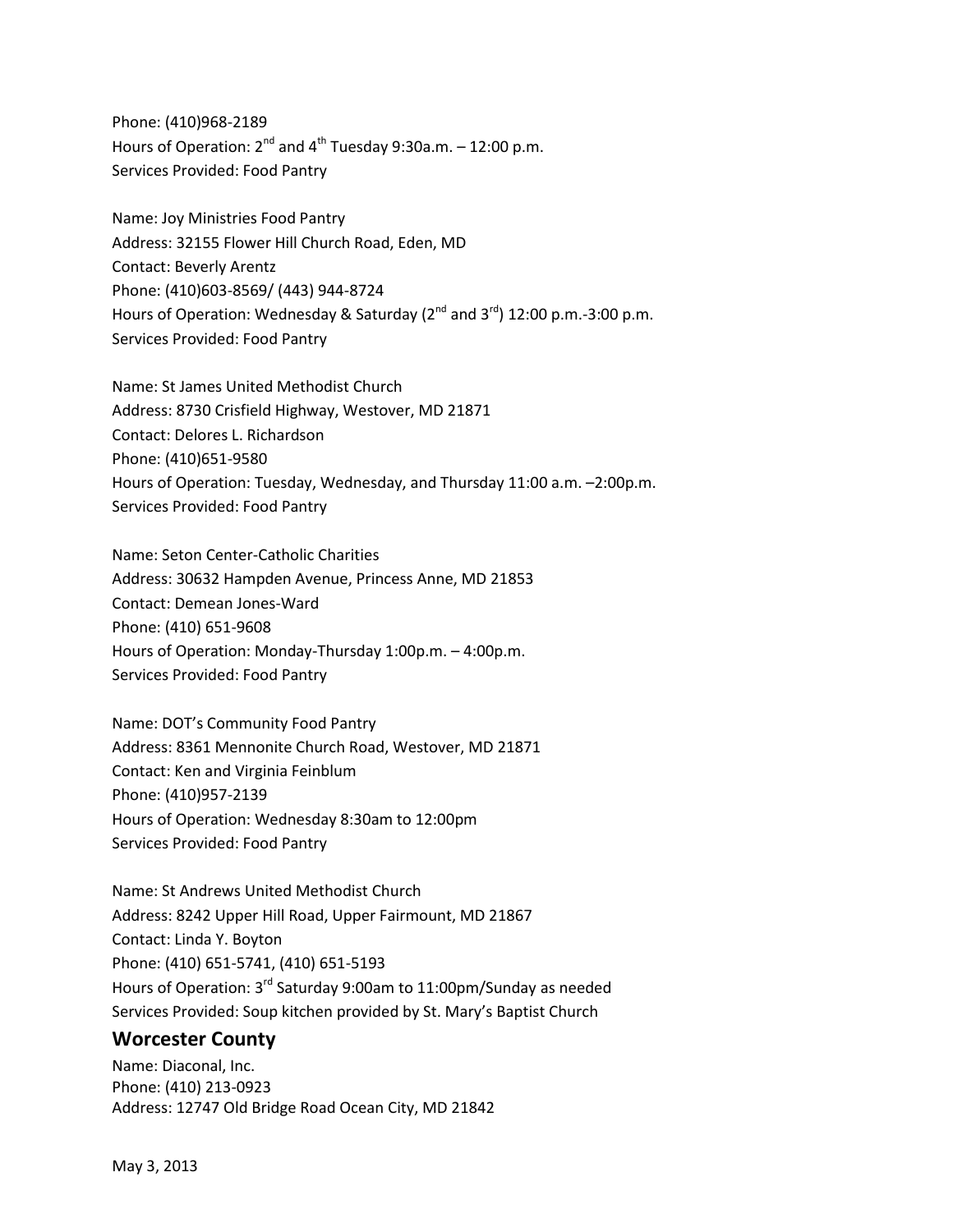Phone: (410)968-2189  
Hours of Operation: 2nd and 4th Tuesday 9:30a.m. – 12:00 p.m.  
Services Provided: Food Pantry

Name: Joy Ministries Food Pantry  
Address: 32155 Flower Hill Church Road, Eden, MD  
Contact: Beverly Arentz  
Phone: (410)603-8569/ (443) 944-8724  
Hours of Operation: Wednesday & Saturday (2nd and 3rd) 12:00 p.m.-3:00 p.m.  
Services Provided: Food Pantry

Name: St James United Methodist Church  
Address: 8730 Crisfield Highway, Westover, MD 21871  
Contact: Delores L. Richardson  
Phone: (410)651-9580  
Hours of Operation: Tuesday, Wednesday, and Thursday 11:00 a.m. –2:00p.m.  
Services Provided: Food Pantry

Name: Seton Center-Catholic Charities  
Address: 30632 Hampden Avenue, Princess Anne, MD 21853  
Contact: Demean Jones-Ward  
Phone: (410) 651-9608  
Hours of Operation: Monday-Thursday 1:00p.m. – 4:00p.m.  
Services Provided: Food Pantry

Name: DOT's Community Food Pantry  
Address: 8361 Mennonite Church Road, Westover, MD 21871  
Contact: Ken and Virginia Feinblum  
Phone: (410)957-2139  
Hours of Operation: Wednesday 8:30am to 12:00pm  
Services Provided: Food Pantry

Name: St Andrews United Methodist Church  
Address: 8242 Upper Hill Road, Upper Fairmount, MD 21867  
Contact: Linda Y. Boyton  
Phone: (410) 651-5741, (410) 651-5193  
Hours of Operation: 3rd Saturday 9:00am to 11:00pm/Sunday as needed  
Services Provided: Soup kitchen provided by St. Mary's Baptist Church

## Worcester County

Name: Diaconal, Inc.  
Phone: (410) 213-0923  
Address: 12747 Old Bridge Road Ocean City, MD 21842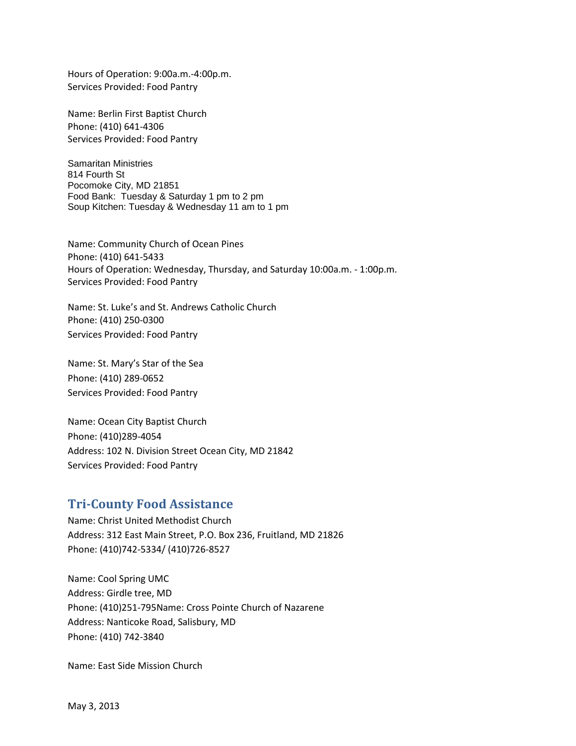Hours of Operation: 9:00a.m.-4:00p.m.
Services Provided: Food Pantry

Name: Berlin First Baptist Church
Phone: (410) 641-4306
Services Provided: Food Pantry

Samaritan Ministries
814 Fourth St
Pocomoke City, MD 21851
Food Bank: Tuesday & Saturday 1 pm to 2 pm
Soup Kitchen: Tuesday & Wednesday 11 am to 1 pm

Name: Community Church of Ocean Pines
Phone: (410) 641-5433
Hours of Operation: Wednesday, Thursday, and Saturday 10:00a.m. - 1:00p.m.
Services Provided: Food Pantry

Name: St. Luke's and St. Andrews Catholic Church
Phone: (410) 250-0300
Services Provided: Food Pantry

Name: St. Mary's Star of the Sea
Phone: (410) 289-0652
Services Provided: Food Pantry

Name: Ocean City Baptist Church
Phone: (410)289-4054
Address: 102 N. Division Street Ocean City, MD 21842
Services Provided: Food Pantry

## Tri-County Food Assistance

Name: Christ United Methodist Church
Address: 312 East Main Street, P.O. Box 236, Fruitland, MD 21826
Phone: (410)742-5334/ (410)726-8527

Name: Cool Spring UMC
Address: Girdle tree, MD
Phone: (410)251-795Name: Cross Pointe Church of Nazarene
Address: Nanticoke Road, Salisbury, MD
Phone: (410) 742-3840

Name: East Side Mission Church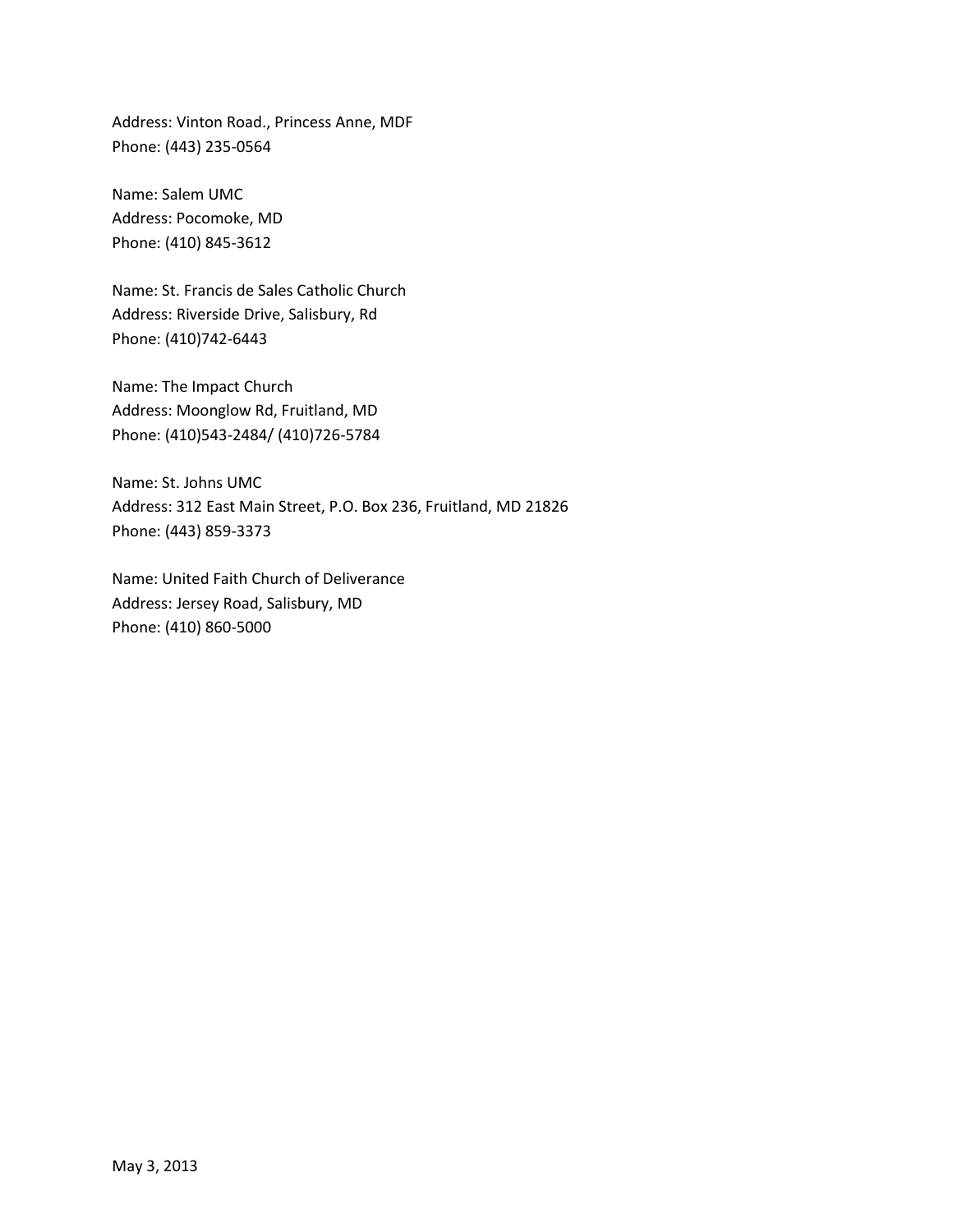Address: Vinton Road., Princess Anne, MDF
Phone: (443) 235-0564

Name: Salem UMC
Address: Pocomoke, MD
Phone: (410) 845-3612

Name: St. Francis de Sales Catholic Church
Address: Riverside Drive, Salisbury, Rd
Phone: (410)742-6443

Name: The Impact Church
Address: Moonglow Rd, Fruitland, MD
Phone: (410)543-2484/ (410)726-5784

Name: St. Johns UMC
Address: 312 East Main Street, P.O. Box 236, Fruitland, MD 21826
Phone: (443) 859-3373

Name: United Faith Church of Deliverance
Address: Jersey Road, Salisbury, MD
Phone: (410) 860-5000